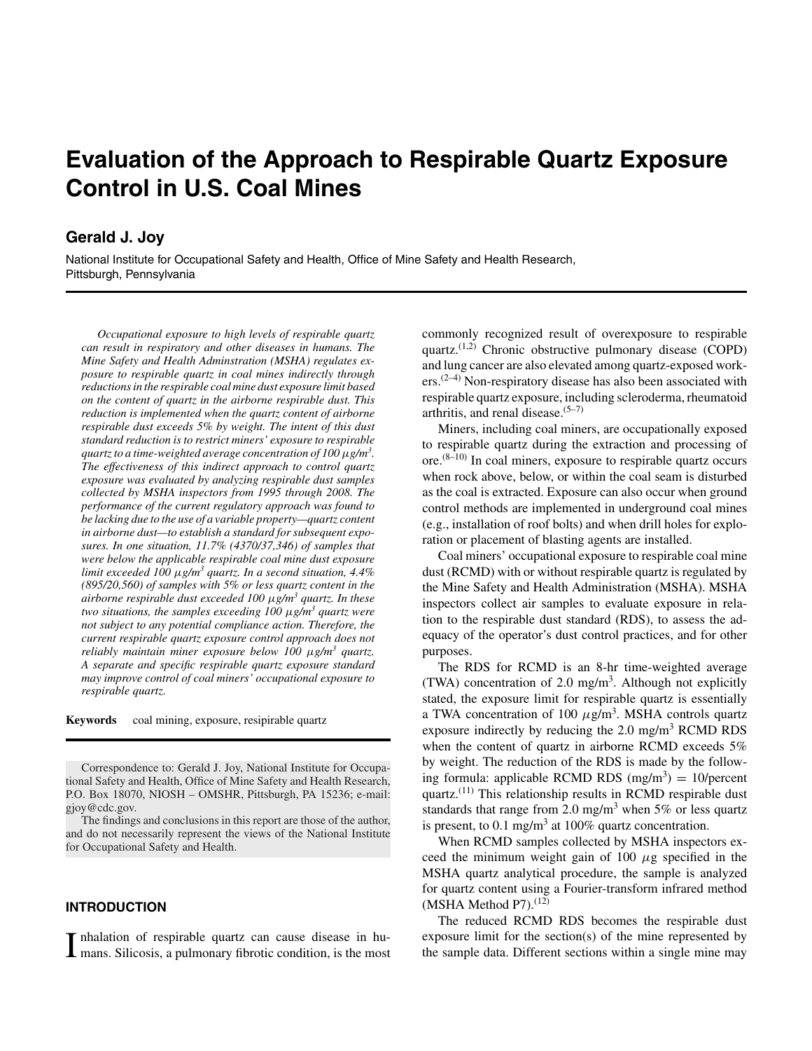# Evaluation of the Approach to Respirable Quartz Exposure Control in U.S. Coal Mines

## Gerald J. Joy

National Institute for Occupational Safety and Health, Office of Mine Safety and Health Research, Pittsburgh, Pennsylvania

*Occupational exposure to high levels of respirable quartz can result in respiratory and other diseases in humans. The Mine Safety and Health Adminstration (MSHA) regulates exposure to respirable quartz in coal mines indirectly through reductions in the respirable coal mine dust exposure limit based on the content of quartz in the airborne respirable dust. This reduction is implemented when the quartz content of airborne respirable dust exceeds 5% by weight. The intent of this dust standard reduction is to restrict miners' exposure to respirable quartz to a time-weighted average concentration of 100 μg/m³. The effectiveness of this indirect approach to control quartz exposure was evaluated by analyzing respirable dust samples collected by MSHA inspectors from 1995 through 2008. The performance of the current regulatory approach was found to be lacking due to the use of a variable property—quartz content in airborne dust—to establish a standard for subsequent exposures. In one situation, 11.7% (4370/37,346) of samples that were below the applicable respirable coal mine dust exposure limit exceeded 100 μg/m³ quartz. In a second situation, 4.4% (895/20,560) of samples with 5% or less quartz content in the airborne respirable dust exceeded 100 μg/m³ quartz. In these two situations, the samples exceeding 100 μg/m³ quartz were not subject to any potential compliance action. Therefore, the current respirable quartz exposure control approach does not reliably maintain miner exposure below 100 μg/m³ quartz. A separate and specific respirable quartz exposure standard may improve control of coal miners' occupational exposure to respirable quartz.*

**Keywords** coal mining, exposure, resipirable quartz

Correspondence to: Gerald J. Joy, National Institute for Occupational Safety and Health, Office of Mine Safety and Health Research, P.O. Box 18070, NIOSH – OMSHR, Pittsburgh, PA 15236; e-mail: gjoy@cdc.gov.

The findings and conclusions in this report are those of the author, and do not necessarily represent the views of the National Institute for Occupational Safety and Health.

## INTRODUCTION

Inhalation of respirable quartz can cause disease in humans. Silicosis, a pulmonary fibrotic condition, is the most commonly recognized result of overexposure to respirable quartz.[1,2] Chronic obstructive pulmonary disease (COPD) and lung cancer are also elevated among quartz-exposed workers.[2–4] Non-respiratory disease has also been associated with respirable quartz exposure, including scleroderma, rheumatoid arthritis, and renal disease.[5–7]

Miners, including coal miners, are occupationally exposed to respirable quartz during the extraction and processing of ore.[8–10] In coal miners, exposure to respirable quartz occurs when rock above, below, or within the coal seam is disturbed as the coal is extracted. Exposure can also occur when ground control methods are implemented in underground coal mines (e.g., installation of roof bolts) and when drill holes for exploration or placement of blasting agents are installed.

Coal miners' occupational exposure to respirable coal mine dust (RCMD) with or without respirable quartz is regulated by the Mine Safety and Health Administration (MSHA). MSHA inspectors collect air samples to evaluate exposure in relation to the respirable dust standard (RDS), to assess the adequacy of the operator's dust control practices, and for other purposes.

The RDS for RCMD is an 8-hr time-weighted average (TWA) concentration of 2.0 mg/m³. Although not explicitly stated, the exposure limit for respirable quartz is essentially a TWA concentration of 100 μg/m³. MSHA controls quartz exposure indirectly by reducing the 2.0 mg/m³ RCMD RDS when the content of quartz in airborne RCMD exceeds 5% by weight. The reduction of the RDS is made by the following formula: applicable RCMD RDS (mg/m³) = 10/percent quartz.[11] This relationship results in RCMD respirable dust standards that range from 2.0 mg/m³ when 5% or less quartz is present, to 0.1 mg/m³ at 100% quartz concentration.

When RCMD samples collected by MSHA inspectors exceed the minimum weight gain of 100 μg specified in the MSHA quartz analytical procedure, the sample is analyzed for quartz content using a Fourier-transform infrared method (MSHA Method P7).[12]

The reduced RCMD RDS becomes the respirable dust exposure limit for the section(s) of the mine represented by the sample data. Different sections within a single mine may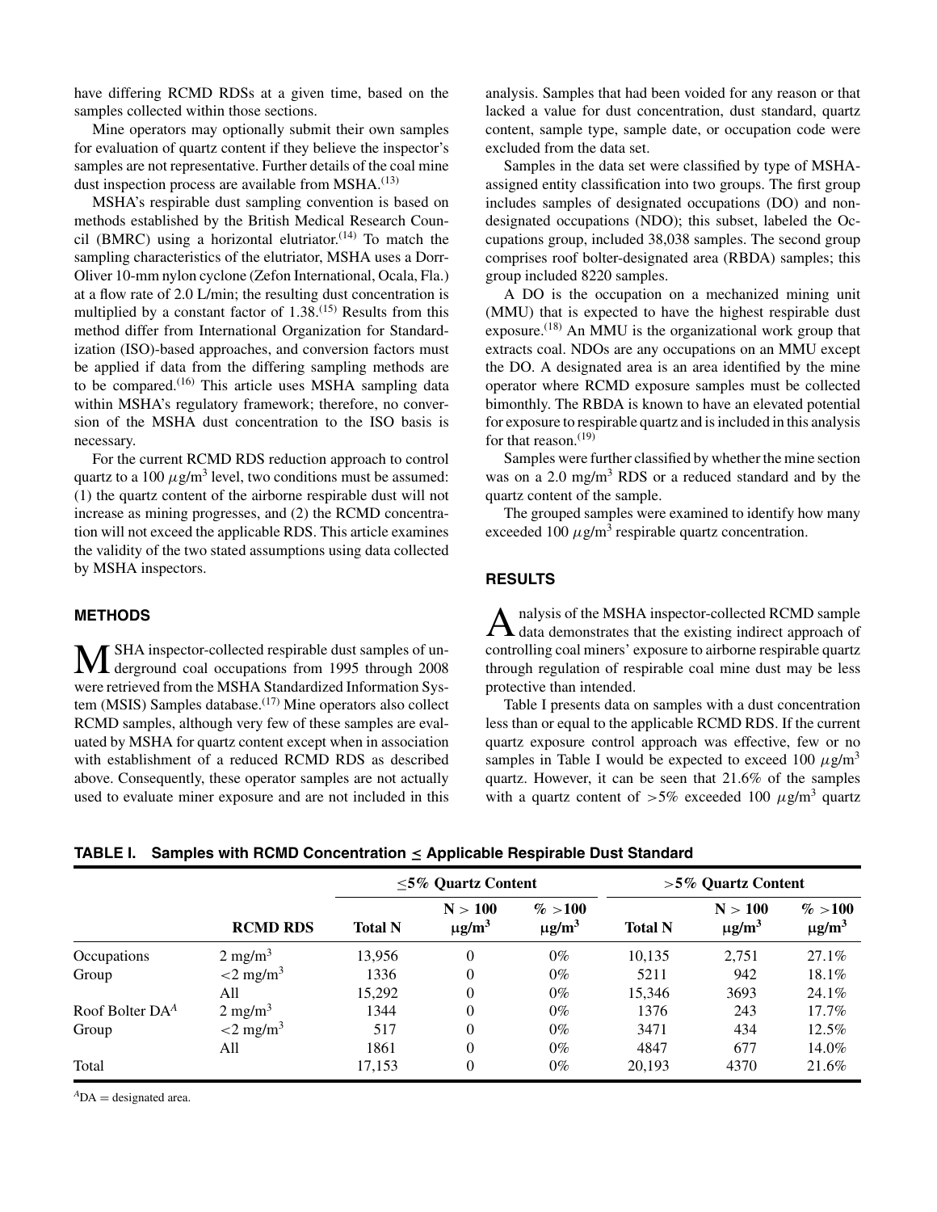have differing RCMD RDSs at a given time, based on the samples collected within those sections.

Mine operators may optionally submit their own samples for evaluation of quartz content if they believe the inspector's samples are not representative. Further details of the coal mine dust inspection process are available from MSHA.[13]

MSHA's respirable dust sampling convention is based on methods established by the British Medical Research Council (BMRC) using a horizontal elutriator.[14] To match the sampling characteristics of the elutriator, MSHA uses a Dorr-Oliver 10-mm nylon cyclone (Zefon International, Ocala, Fla.) at a flow rate of 2.0 L/min; the resulting dust concentration is multiplied by a constant factor of 1.38.[15] Results from this method differ from International Organization for Standardization (ISO)-based approaches, and conversion factors must be applied if data from the differing sampling methods are to be compared.[16] This article uses MSHA sampling data within MSHA's regulatory framework; therefore, no conversion of the MSHA dust concentration to the ISO basis is necessary.

For the current RCMD RDS reduction approach to control quartz to a 100 $\mu$g/m$^3$ level, two conditions must be assumed: (1) the quartz content of the airborne respirable dust will not increase as mining progresses, and (2) the RCMD concentration will not exceed the applicable RDS. This article examines the validity of the two stated assumptions using data collected by MSHA inspectors.

## METHODS

MSHA inspector-collected respirable dust samples of underground coal occupations from 1995 through 2008 were retrieved from the MSHA Standardized Information System (MSIS) Samples database.[17] Mine operators also collect RCMD samples, although very few of these samples are evaluated by MSHA for quartz content except when in association with establishment of a reduced RCMD RDS as described above. Consequently, these operator samples are not actually used to evaluate miner exposure and are not included in this analysis. Samples that had been voided for any reason or that lacked a value for dust concentration, dust standard, quartz content, sample type, sample date, or occupation code were excluded from the data set.

Samples in the data set were classified by type of MSHA-assigned entity classification into two groups. The first group includes samples of designated occupations (DO) and non-designated occupations (NDO); this subset, labeled the Occupations group, included 38,038 samples. The second group comprises roof bolter-designated area (RBDA) samples; this group included 8220 samples.

A DO is the occupation on a mechanized mining unit (MMU) that is expected to have the highest respirable dust exposure.[18] An MMU is the organizational work group that extracts coal. NDOs are any occupations on an MMU except the DO. A designated area is an area identified by the mine operator where RCMD exposure samples must be collected bimonthly. The RBDA is known to have an elevated potential for exposure to respirable quartz and is included in this analysis for that reason.[19]

Samples were further classified by whether the mine section was on a 2.0 mg/m$^3$ RDS or a reduced standard and by the quartz content of the sample.

The grouped samples were examined to identify how many exceeded 100 $\mu$g/m$^3$ respirable quartz concentration.

## RESULTS

Analysis of the MSHA inspector-collected RCMD sample data demonstrates that the existing indirect approach of controlling coal miners' exposure to airborne respirable quartz through regulation of respirable coal mine dust may be less protective than intended.

Table I presents data on samples with a dust concentration less than or equal to the applicable RCMD RDS. If the current quartz exposure control approach was effective, few or no samples in Table I would be expected to exceed 100 $\mu$g/m$^3$ quartz. However, it can be seen that 21.6% of the samples with a quartz content of >5% exceeded 100 $\mu$g/m$^3$ quartz

**TABLE I. Samples with RCMD Concentration ≤ Applicable Respirable Dust Standard**

| | | ≤5% Quartz Content | | | >5% Quartz Content | | |
|---|---|---|---|---|---|---|---|
| | **RCMD RDS** | **Total N** | **N > 100 μg/m$^3$** | **% >100 μg/m$^3$** | **Total N** | **N > 100 μg/m$^3$** | **% >100 μg/m$^3$** |
| Occupations | 2 mg/m$^3$ | 13,956 | 0 | 0% | 10,135 | 2,751 | 27.1% |
| Group | <2 mg/m$^3$ | 1336 | 0 | 0% | 5211 | 942 | 18.1% |
| | All | 15,292 | 0 | 0% | 15,346 | 3693 | 24.1% |
| Roof Bolter DA[A] | 2 mg/m$^3$ | 1344 | 0 | 0% | 1376 | 243 | 17.7% |
| Group | <2 mg/m$^3$ | 517 | 0 | 0% | 3471 | 434 | 12.5% |
| | All | 1861 | 0 | 0% | 4847 | 677 | 14.0% |
| Total | | 17,153 | 0 | 0% | 20,193 | 4370 | 21.6% |

[A]DA = designated area.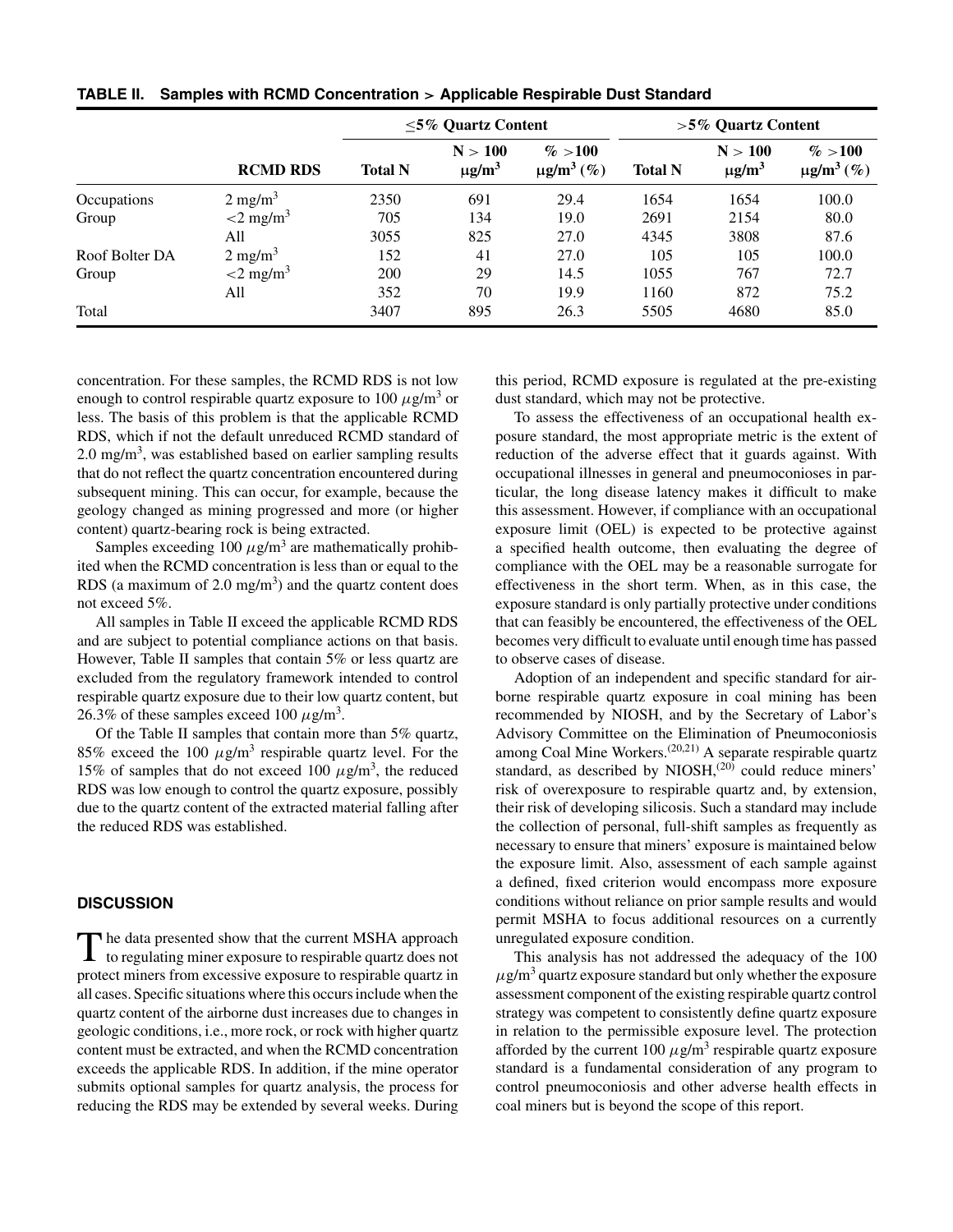**TABLE II. Samples with RCMD Concentration > Applicable Respirable Dust Standard**

| | | ≤5% Quartz Content | | | >5% Quartz Content | | |
|---|---|---|---|---|---|---|---|
| | RCMD RDS | Total N | N > 100 μg/m$^3$ | % >100 μg/m$^3$ (%) | Total N | N > 100 μg/m$^3$ | % >100 μg/m$^3$ (%) |
| Occupations | 2 mg/m$^3$ | 2350 | 691 | 29.4 | 1654 | 1654 | 100.0 |
| Group | <2 mg/m$^3$ | 705 | 134 | 19.0 | 2691 | 2154 | 80.0 |
| | All | 3055 | 825 | 27.0 | 4345 | 3808 | 87.6 |
| Roof Bolter DA | 2 mg/m$^3$ | 152 | 41 | 27.0 | 105 | 105 | 100.0 |
| Group | <2 mg/m$^3$ | 200 | 29 | 14.5 | 1055 | 767 | 72.7 |
| | All | 352 | 70 | 19.9 | 1160 | 872 | 75.2 |
| Total | | 3407 | 895 | 26.3 | 5505 | 4680 | 85.0 |

concentration. For these samples, the RCMD RDS is not low enough to control respirable quartz exposure to 100 $\mu$g/m$^3$ or less. The basis of this problem is that the applicable RCMD RDS, which if not the default unreduced RCMD standard of 2.0 mg/m$^3$, was established based on earlier sampling results that do not reflect the quartz concentration encountered during subsequent mining. This can occur, for example, because the geology changed as mining progressed and more (or higher content) quartz-bearing rock is being extracted.

Samples exceeding 100 $\mu$g/m$^3$ are mathematically prohibited when the RCMD concentration is less than or equal to the RDS (a maximum of 2.0 mg/m$^3$) and the quartz content does not exceed 5%.

All samples in Table II exceed the applicable RCMD RDS and are subject to potential compliance actions on that basis. However, Table II samples that contain 5% or less quartz are excluded from the regulatory framework intended to control respirable quartz exposure due to their low quartz content, but 26.3% of these samples exceed 100 $\mu$g/m$^3$.

Of the Table II samples that contain more than 5% quartz, 85% exceed the 100 $\mu$g/m$^3$ respirable quartz level. For the 15% of samples that do not exceed 100 $\mu$g/m$^3$, the reduced RDS was low enough to control the quartz exposure, possibly due to the quartz content of the extracted material falling after the reduced RDS was established.

## DISCUSSION

The data presented show that the current MSHA approach to regulating miner exposure to respirable quartz does not protect miners from excessive exposure to respirable quartz in all cases. Specific situations where this occurs include when the quartz content of the airborne dust increases due to changes in geologic conditions, i.e., more rock, or rock with higher quartz content must be extracted, and when the RCMD concentration exceeds the applicable RDS. In addition, if the mine operator submits optional samples for quartz analysis, the process for reducing the RDS may be extended by several weeks. During this period, RCMD exposure is regulated at the pre-existing dust standard, which may not be protective.

To assess the effectiveness of an occupational health exposure standard, the most appropriate metric is the extent of reduction of the adverse effect that it guards against. With occupational illnesses in general and pneumoconioses in particular, the long disease latency makes it difficult to make this assessment. However, if compliance with an occupational exposure limit (OEL) is expected to be protective against a specified health outcome, then evaluating the degree of compliance with the OEL may be a reasonable surrogate for effectiveness in the short term. When, as in this case, the exposure standard is only partially protective under conditions that can feasibly be encountered, the effectiveness of the OEL becomes very difficult to evaluate until enough time has passed to observe cases of disease.

Adoption of an independent and specific standard for airborne respirable quartz exposure in coal mining has been recommended by NIOSH, and by the Secretary of Labor's Advisory Committee on the Elimination of Pneumoconiosis among Coal Mine Workers.[20,21] A separate respirable quartz standard, as described by NIOSH,[20] could reduce miners' risk of overexposure to respirable quartz and, by extension, their risk of developing silicosis. Such a standard may include the collection of personal, full-shift samples as frequently as necessary to ensure that miners' exposure is maintained below the exposure limit. Also, assessment of each sample against a defined, fixed criterion would encompass more exposure conditions without reliance on prior sample results and would permit MSHA to focus additional resources on a currently unregulated exposure condition.

This analysis has not addressed the adequacy of the 100 $\mu$g/m$^3$ quartz exposure standard but only whether the exposure assessment component of the existing respirable quartz control strategy was competent to consistently define quartz exposure in relation to the permissible exposure level. The protection afforded by the current 100 $\mu$g/m$^3$ respirable quartz exposure standard is a fundamental consideration of any program to control pneumoconiosis and other adverse health effects in coal miners but is beyond the scope of this report.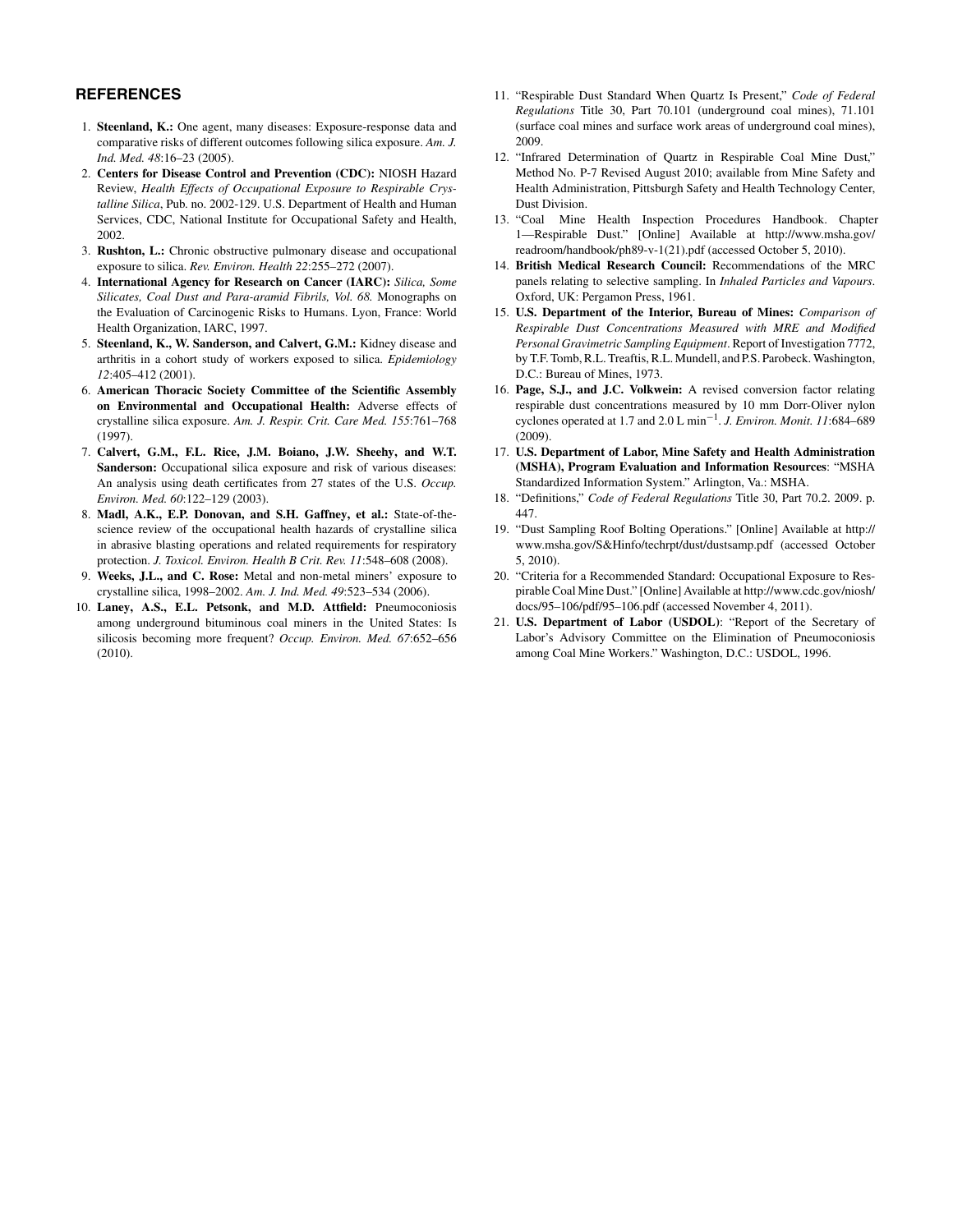## REFERENCES

1. **Steenland, K.:** One agent, many diseases: Exposure-response data and comparative risks of different outcomes following silica exposure. *Am. J. Ind. Med. 48*:16–23 (2005).
2. **Centers for Disease Control and Prevention (CDC):** NIOSH Hazard Review, *Health Effects of Occupational Exposure to Respirable Crystalline Silica*, Pub. no. 2002-129. U.S. Department of Health and Human Services, CDC, National Institute for Occupational Safety and Health, 2002.
3. **Rushton, L.:** Chronic obstructive pulmonary disease and occupational exposure to silica. *Rev. Environ. Health 22*:255–272 (2007).
4. **International Agency for Research on Cancer (IARC):** *Silica, Some Silicates, Coal Dust and Para-aramid Fibrils, Vol. 68.* Monographs on the Evaluation of Carcinogenic Risks to Humans. Lyon, France: World Health Organization, IARC, 1997.
5. **Steenland, K., W. Sanderson, and Calvert, G.M.:** Kidney disease and arthritis in a cohort study of workers exposed to silica. *Epidemiology 12*:405–412 (2001).
6. **American Thoracic Society Committee of the Scientific Assembly on Environmental and Occupational Health:** Adverse effects of crystalline silica exposure. *Am. J. Respir. Crit. Care Med. 155*:761–768 (1997).
7. **Calvert, G.M., F.L. Rice, J.M. Boiano, J.W. Sheehy, and W.T. Sanderson:** Occupational silica exposure and risk of various diseases: An analysis using death certificates from 27 states of the U.S. *Occup. Environ. Med. 60*:122–129 (2003).
8. **Madl, A.K., E.P. Donovan, and S.H. Gaffney, et al.:** State-of-the-science review of the occupational health hazards of crystalline silica in abrasive blasting operations and related requirements for respiratory protection. *J. Toxicol. Environ. Health B Crit. Rev. 11*:548–608 (2008).
9. **Weeks, J.L., and C. Rose:** Metal and non-metal miners' exposure to crystalline silica, 1998–2002. *Am. J. Ind. Med. 49*:523–534 (2006).
10. **Laney, A.S., E.L. Petsonk, and M.D. Attfield:** Pneumoconiosis among underground bituminous coal miners in the United States: Is silicosis becoming more frequent? *Occup. Environ. Med. 67*:652–656 (2010).
11. "Respirable Dust Standard When Quartz Is Present," *Code of Federal Regulations* Title 30, Part 70.101 (underground coal mines), 71.101 (surface coal mines and surface work areas of underground coal mines), 2009.
12. "Infrared Determination of Quartz in Respirable Coal Mine Dust," Method No. P-7 Revised August 2010; available from Mine Safety and Health Administration, Pittsburgh Safety and Health Technology Center, Dust Division.
13. "Coal Mine Health Inspection Procedures Handbook. Chapter 1—Respirable Dust." [Online] Available at http://www.msha.gov/readroom/handbook/ph89-v-1(21).pdf (accessed October 5, 2010).
14. **British Medical Research Council:** Recommendations of the MRC panels relating to selective sampling. In *Inhaled Particles and Vapours*. Oxford, UK: Pergamon Press, 1961.
15. **U.S. Department of the Interior, Bureau of Mines:** *Comparison of Respirable Dust Concentrations Measured with MRE and Modified Personal Gravimetric Sampling Equipment*. Report of Investigation 7772, by T.F. Tomb, R.L. Treaftis, R.L. Mundell, and P.S. Parobeck. Washington, D.C.: Bureau of Mines, 1973.
16. **Page, S.J., and J.C. Volkwein:** A revised conversion factor relating respirable dust concentrations measured by 10 mm Dorr-Oliver nylon cyclones operated at 1.7 and 2.0 L min$^{-1}$. *J. Environ. Monit. 11*:684–689 (2009).
17. **U.S. Department of Labor, Mine Safety and Health Administration (MSHA), Program Evaluation and Information Resources**: "MSHA Standardized Information System." Arlington, Va.: MSHA.
18. "Definitions," *Code of Federal Regulations* Title 30, Part 70.2. 2009. p. 447.
19. "Dust Sampling Roof Bolting Operations." [Online] Available at http://www.msha.gov/S&Hinfo/techrpt/dust/dustsamp.pdf (accessed October 5, 2010).
20. "Criteria for a Recommended Standard: Occupational Exposure to Respirable Coal Mine Dust." [Online] Available at http://www.cdc.gov/niosh/docs/95–106/pdf/95–106.pdf (accessed November 4, 2011).
21. **U.S. Department of Labor (USDOL)**: "Report of the Secretary of Labor's Advisory Committee on the Elimination of Pneumoconiosis among Coal Mine Workers." Washington, D.C.: USDOL, 1996.